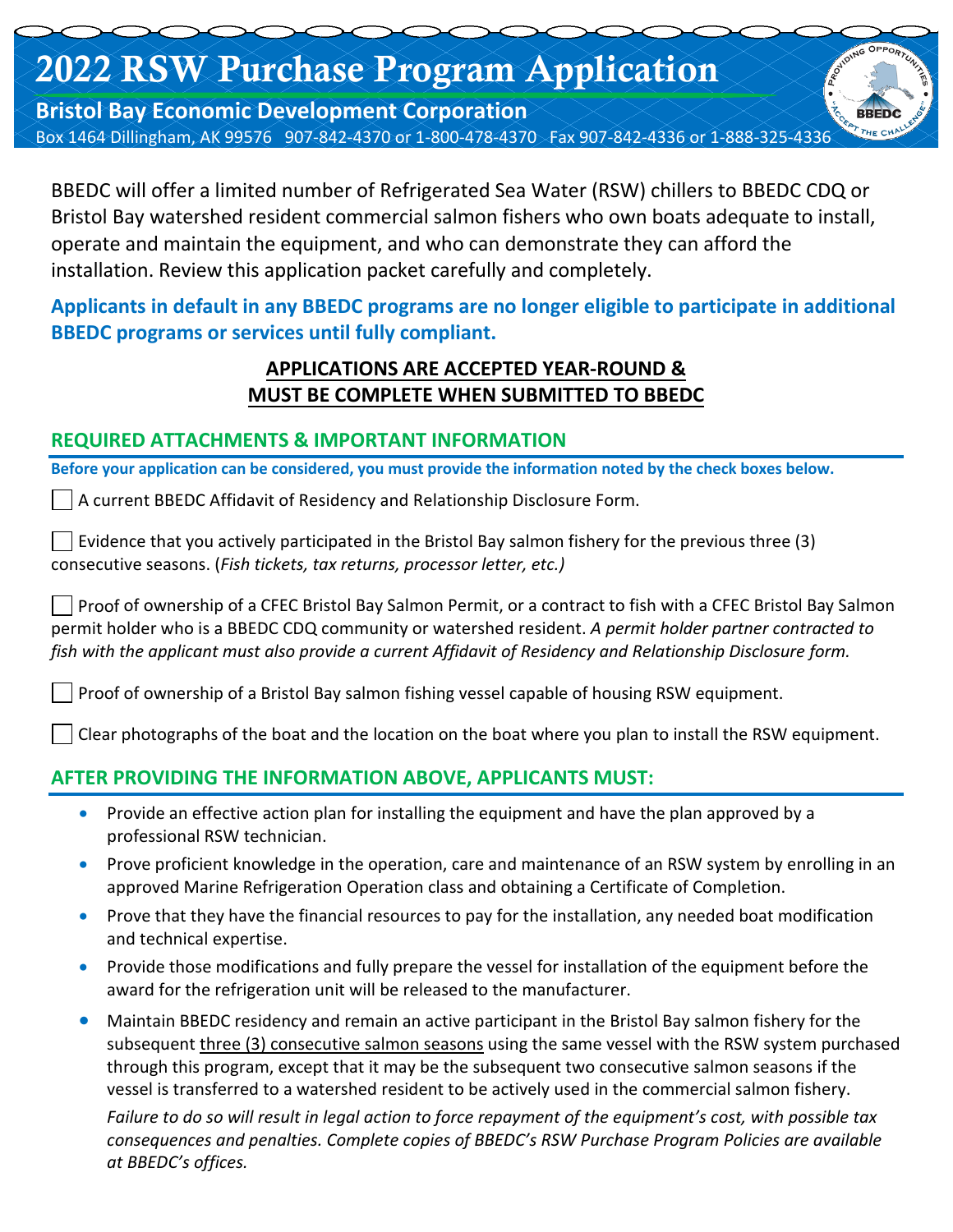# 2022 RSW Purchase Program Application

**Bristol Bay Economic Development Corporation**

Box 1464 Dillingham, AK 99576 907-842-4370 or 1-800-478-4370 Fax 907-842-4336 or 1-888-325-4336

BBEDC will offer a limited number of Refrigerated Sea Water (RSW) chillers to BBEDC CDQ or Bristol Bay watershed resident commercial salmon fishers who own boats adequate to install, operate and maintain the equipment, and who can demonstrate they can afford the installation. Review this application packet carefully and completely.

**Applicants in default in any BBEDC programs are no longer eligible to participate in additional BBEDC programs or services until fully compliant.**

**APPLICATIONS ARE ACCEPTED YEAR-ROUND & MUST BE COMPLETE WHEN SUBMITTED TO BBEDC**

## REQUIRED ATTACHMENTS & IMPORTANT INFORMATION

**Before your application can be considered, you must provide the information noted by the check boxes below.**

☐ A current BBEDC Affidavit of Residency and Relationship Disclosure Form.

☐ Evidence that you actively participated in the Bristol Bay salmon fishery for the previous three (3) consecutive seasons. (*Fish tickets, tax returns, processor letter, etc.)*

☐ Proof of ownership of a CFEC Bristol Bay Salmon Permit, or a contract to fish with a CFEC Bristol Bay Salmon permit holder who is a BBEDC CDQ community or watershed resident. *A permit holder partner contracted to fish with the applicant must also provide a current Affidavit of Residency and Relationship Disclosure form.*

☐ Proof of ownership of a Bristol Bay salmon fishing vessel capable of housing RSW equipment.

☐ Clear photographs of the boat and the location on the boat where you plan to install the RSW equipment.

## AFTER PROVIDING THE INFORMATION ABOVE, APPLICANTS MUST:

- Provide an effective action plan for installing the equipment and have the plan approved by a professional RSW technician.
- Prove proficient knowledge in the operation, care and maintenance of an RSW system by enrolling in an approved Marine Refrigeration Operation class and obtaining a Certificate of Completion.
- Prove that they have the financial resources to pay for the installation, any needed boat modification and technical expertise.
- Provide those modifications and fully prepare the vessel for installation of the equipment before the award for the refrigeration unit will be released to the manufacturer.
- Maintain BBEDC residency and remain an active participant in the Bristol Bay salmon fishery for the subsequent three (3) consecutive salmon seasons using the same vessel with the RSW system purchased through this program, except that it may be the subsequent two consecutive salmon seasons if the vessel is transferred to a watershed resident to be actively used in the commercial salmon fishery.

  *Failure to do so will result in legal action to force repayment of the equipment's cost, with possible tax consequences and penalties. Complete copies of BBEDC's RSW Purchase Program Policies are available at BBEDC's offices.*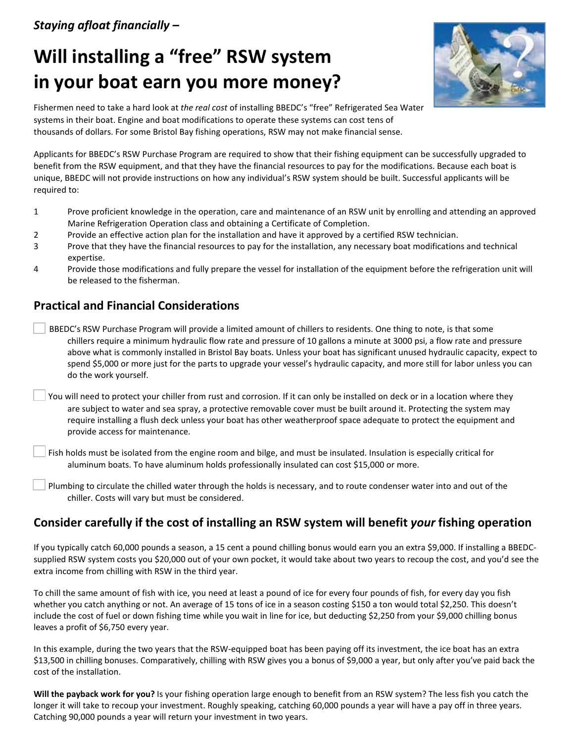*Staying afloat financially –*

# Will installing a "free" RSW system in your boat earn you more money?

Fishermen need to take a hard look at *the real cost* of installing BBEDC's "free" Refrigerated Sea Water systems in their boat. Engine and boat modifications to operate these systems can cost tens of thousands of dollars. For some Bristol Bay fishing operations, RSW may not make financial sense.

Applicants for BBEDC's RSW Purchase Program are required to show that their fishing equipment can be successfully upgraded to benefit from the RSW equipment, and that they have the financial resources to pay for the modifications. Because each boat is unique, BBEDC will not provide instructions on how any individual's RSW system should be built. Successful applicants will be required to:

1. Prove proficient knowledge in the operation, care and maintenance of an RSW unit by enrolling and attending an approved Marine Refrigeration Operation class and obtaining a Certificate of Completion.
2. Provide an effective action plan for the installation and have it approved by a certified RSW technician.
3. Prove that they have the financial resources to pay for the installation, any necessary boat modifications and technical expertise.
4. Provide those modifications and fully prepare the vessel for installation of the equipment before the refrigeration unit will be released to the fisherman.

## Practical and Financial Considerations

- [ ] BBEDC's RSW Purchase Program will provide a limited amount of chillers to residents. One thing to note, is that some chillers require a minimum hydraulic flow rate and pressure of 10 gallons a minute at 3000 psi, a flow rate and pressure above what is commonly installed in Bristol Bay boats. Unless your boat has significant unused hydraulic capacity, expect to spend $5,000 or more just for the parts to upgrade your vessel's hydraulic capacity, and more still for labor unless you can do the work yourself.
- [ ] You will need to protect your chiller from rust and corrosion. If it can only be installed on deck or in a location where they are subject to water and sea spray, a protective removable cover must be built around it. Protecting the system may require installing a flush deck unless your boat has other weatherproof space adequate to protect the equipment and provide access for maintenance.
- [ ] Fish holds must be isolated from the engine room and bilge, and must be insulated. Insulation is especially critical for aluminum boats. To have aluminum holds professionally insulated can cost $15,000 or more.
- [ ] Plumbing to circulate the chilled water through the holds is necessary, and to route condenser water into and out of the chiller. Costs will vary but must be considered.

## Consider carefully if the cost of installing an RSW system will benefit *your* fishing operation

If you typically catch 60,000 pounds a season, a 15 cent a pound chilling bonus would earn you an extra $9,000. If installing a BBEDC-supplied RSW system costs you $20,000 out of your own pocket, it would take about two years to recoup the cost, and you'd see the extra income from chilling with RSW in the third year.

To chill the same amount of fish with ice, you need at least a pound of ice for every four pounds of fish, for every day you fish whether you catch anything or not. An average of 15 tons of ice in a season costing $150 a ton would total $2,250. This doesn't include the cost of fuel or down fishing time while you wait in line for ice, but deducting $2,250 from your $9,000 chilling bonus leaves a profit of $6,750 every year.

In this example, during the two years that the RSW-equipped boat has been paying off its investment, the ice boat has an extra $13,500 in chilling bonuses. Comparatively, chilling with RSW gives you a bonus of $9,000 a year, but only after you've paid back the cost of the installation.

**Will the payback work for you?** Is your fishing operation large enough to benefit from an RSW system? The less fish you catch the longer it will take to recoup your investment. Roughly speaking, catching 60,000 pounds a year will have a pay off in three years. Catching 90,000 pounds a year will return your investment in two years.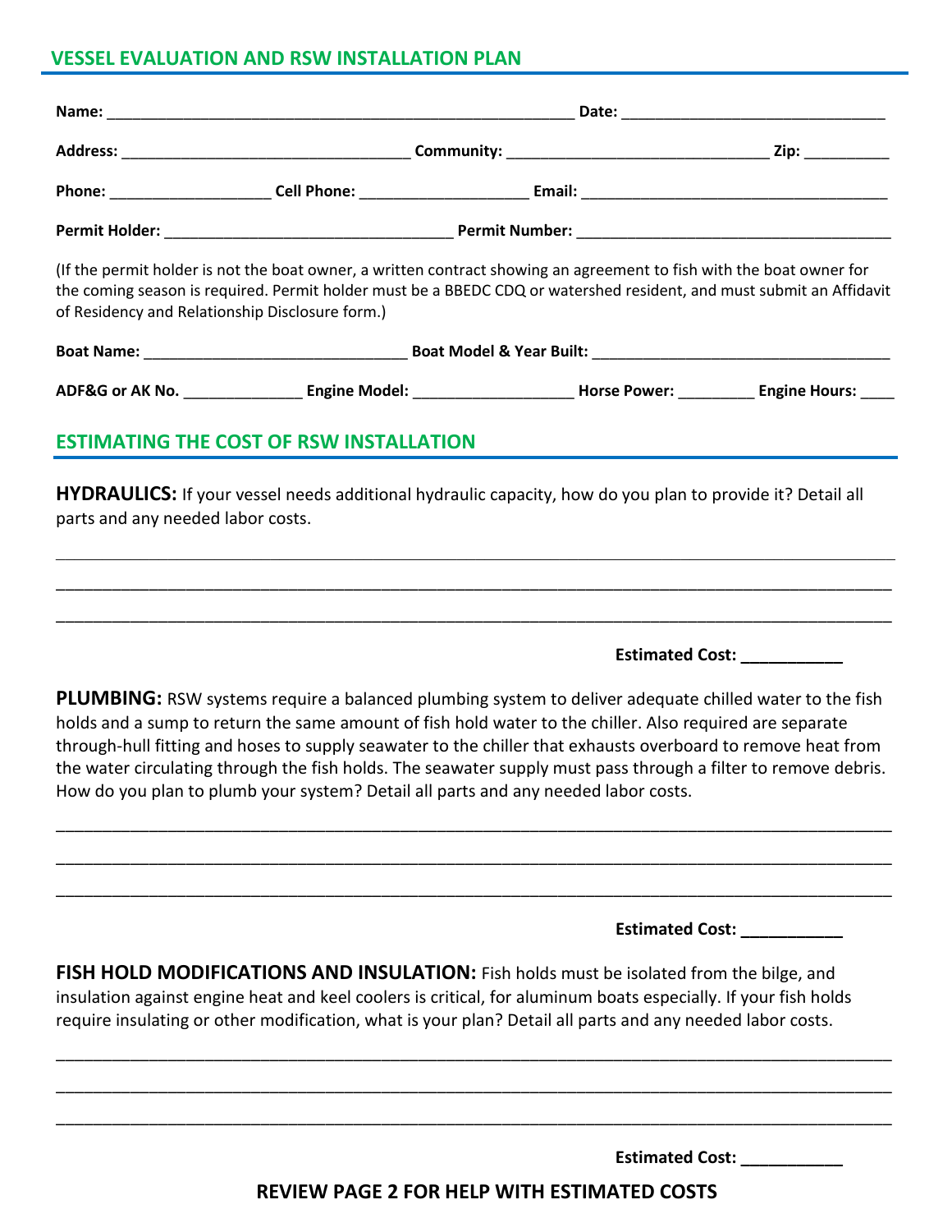## VESSEL EVALUATION AND RSW INSTALLATION PLAN

**Name:** ____________________________________________________ **Date:** ______________________________

**Address:** _________________________________ **Community:** _____________________________ **Zip:** __________

**Phone:** ___________________ **Cell Phone:** ___________________ **Email:** __________________________________

**Permit Holder:** _________________________________ **Permit Number:** ____________________________________

(If the permit holder is not the boat owner, a written contract showing an agreement to fish with the boat owner for the coming season is required. Permit holder must be a BBEDC CDQ or watershed resident, and must submit an Affidavit of Residency and Relationship Disclosure form.)

**Boat Name:** ______________________________ **Boat Model & Year Built:** __________________________________

**ADF&G or AK No.** ______________ **Engine Model:** ___________________ **Horse Power:** _________ **Engine Hours:** ____

## ESTIMATING THE COST OF RSW INSTALLATION

**HYDRAULICS:** If your vessel needs additional hydraulic capacity, how do you plan to provide it? Detail all parts and any needed labor costs.

_____________________________________________________________________________________________

_____________________________________________________________________________________________

_____________________________________________________________________________________________

**Estimated Cost:** ___________

**PLUMBING:** RSW systems require a balanced plumbing system to deliver adequate chilled water to the fish holds and a sump to return the same amount of fish hold water to the chiller. Also required are separate through-hull fitting and hoses to supply seawater to the chiller that exhausts overboard to remove heat from the water circulating through the fish holds. The seawater supply must pass through a filter to remove debris. How do you plan to plumb your system? Detail all parts and any needed labor costs.

_____________________________________________________________________________________________

_____________________________________________________________________________________________

_____________________________________________________________________________________________

**Estimated Cost:** ___________

**FISH HOLD MODIFICATIONS AND INSULATION:** Fish holds must be isolated from the bilge, and insulation against engine heat and keel coolers is critical, for aluminum boats especially. If your fish holds require insulating or other modification, what is your plan? Detail all parts and any needed labor costs.

_____________________________________________________________________________________________

_____________________________________________________________________________________________

_____________________________________________________________________________________________

**Estimated Cost:** ___________

**REVIEW PAGE 2 FOR HELP WITH ESTIMATED COSTS**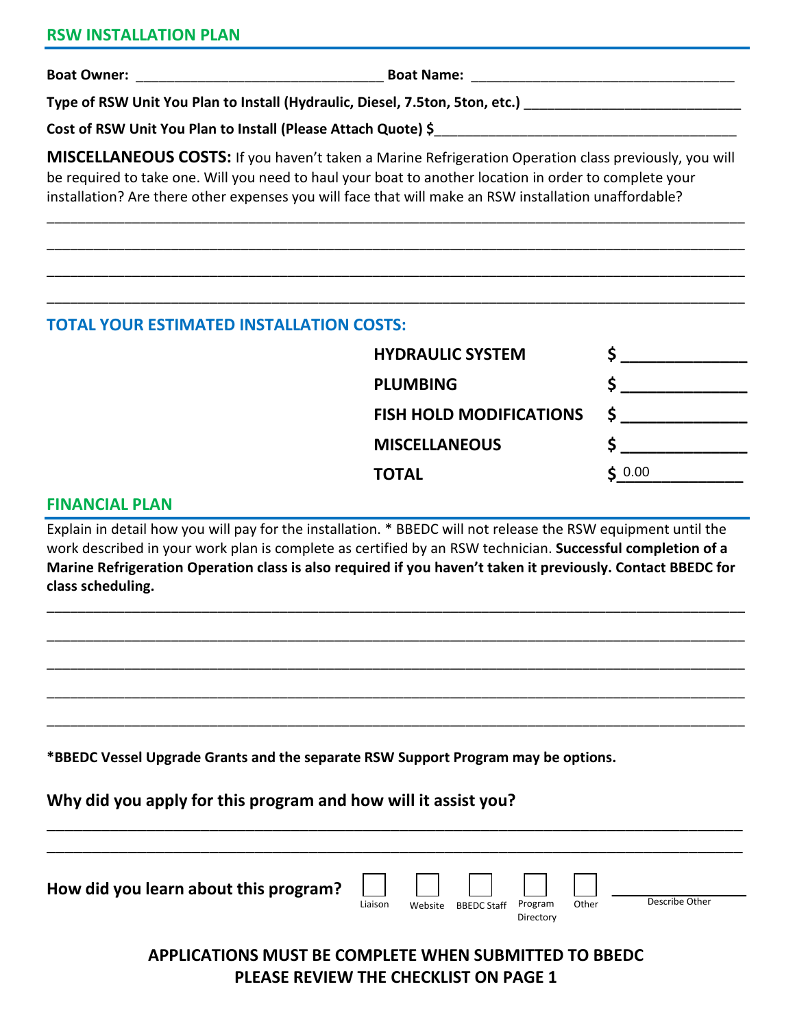## RSW INSTALLATION PLAN

**Boot Owner:** ______________________________ **Boat Name:** ________________________________

**Type of RSW Unit You Plan to Install (Hydraulic, Diesel, 7.5ton, 5ton, etc.)** __________________________

**Cost of RSW Unit You Plan to Install (Please Attach Quote) $**_____________________________________

**MISCELLANEOUS COSTS:** If you haven't taken a Marine Refrigeration Operation class previously, you will be required to take one. Will you need to haul your boat to another location in order to complete your installation? Are there other expenses you will face that will make an RSW installation unaffordable?

_______________________________________________________________________________

_______________________________________________________________________________

_______________________________________________________________________________

_______________________________________________________________________________

### TOTAL YOUR ESTIMATED INSTALLATION COSTS:

| | |
|---|---|
| **HYDRAULIC SYSTEM** | $ ____________ |
| **PLUMBING** | $ ____________ |
| **FISH HOLD MODIFICATIONS** | $ ____________ |
| **MISCELLANEOUS** | $ ____________ |
| **TOTAL** | $ 0.00 |

## FINANCIAL PLAN

Explain in detail how you will pay for the installation. * BBEDC will not release the RSW equipment until the work described in your work plan is complete as certified by an RSW technician. **Successful completion of a Marine Refrigeration Operation class is also required if you haven't taken it previously. Contact BBEDC for class scheduling.**

_______________________________________________________________________________

_______________________________________________________________________________

_______________________________________________________________________________

_______________________________________________________________________________

_______________________________________________________________________________

***BBEDC Vessel Upgrade Grants and the separate RSW Support Program may be options.**

### Why did you apply for this program and how will it assist you?

_______________________________________________________________________________

_______________________________________________________________________________

**How did you learn about this program?**

☐ Liaison ☐ Website ☐ BBEDC Staff ☐ Program Directory ☐ Other ______________ Describe Other

**APPLICATIONS MUST BE COMPLETE WHEN SUBMITTED TO BBEDC**
**PLEASE REVIEW THE CHECKLIST ON PAGE 1**